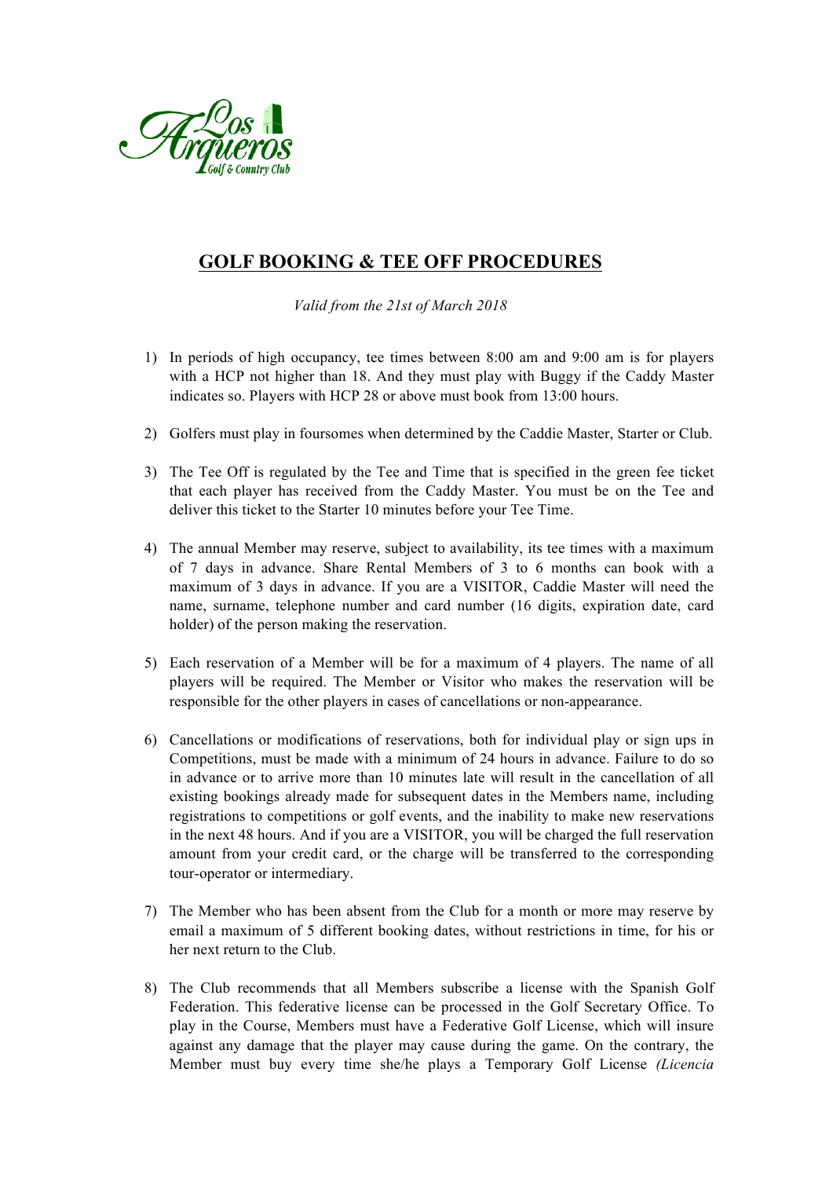Los Arqueros Golf & Country Club

# GOLF BOOKING & TEE OFF PROCEDURES

*Valid from the 21st of March 2018*

1) In periods of high occupancy, tee times between 8:00 am and 9:00 am is for players with a HCP not higher than 18. And they must play with Buggy if the Caddy Master indicates so. Players with HCP 28 or above must book from 13:00 hours.

2) Golfers must play in foursomes when determined by the Caddie Master, Starter or Club.

3) The Tee Off is regulated by the Tee and Time that is specified in the green fee ticket that each player has received from the Caddy Master. You must be on the Tee and deliver this ticket to the Starter 10 minutes before your Tee Time.

4) The annual Member may reserve, subject to availability, its tee times with a maximum of 7 days in advance. Share Rental Members of 3 to 6 months can book with a maximum of 3 days in advance. If you are a VISITOR, Caddie Master will need the name, surname, telephone number and card number (16 digits, expiration date, card holder) of the person making the reservation.

5) Each reservation of a Member will be for a maximum of 4 players. The name of all players will be required. The Member or Visitor who makes the reservation will be responsible for the other players in cases of cancellations or non-appearance.

6) Cancellations or modifications of reservations, both for individual play or sign ups in Competitions, must be made with a minimum of 24 hours in advance. Failure to do so in advance or to arrive more than 10 minutes late will result in the cancellation of all existing bookings already made for subsequent dates in the Members name, including registrations to competitions or golf events, and the inability to make new reservations in the next 48 hours. And if you are a VISITOR, you will be charged the full reservation amount from your credit card, or the charge will be transferred to the corresponding tour-operator or intermediary.

7) The Member who has been absent from the Club for a month or more may reserve by email a maximum of 5 different booking dates, without restrictions in time, for his or her next return to the Club.

8) The Club recommends that all Members subscribe a license with the Spanish Golf Federation. This federative license can be processed in the Golf Secretary Office. To play in the Course, Members must have a Federative Golf License, which will insure against any damage that the player may cause during the game. On the contrary, the Member must buy every time she/he plays a Temporary Golf License *(Licencia*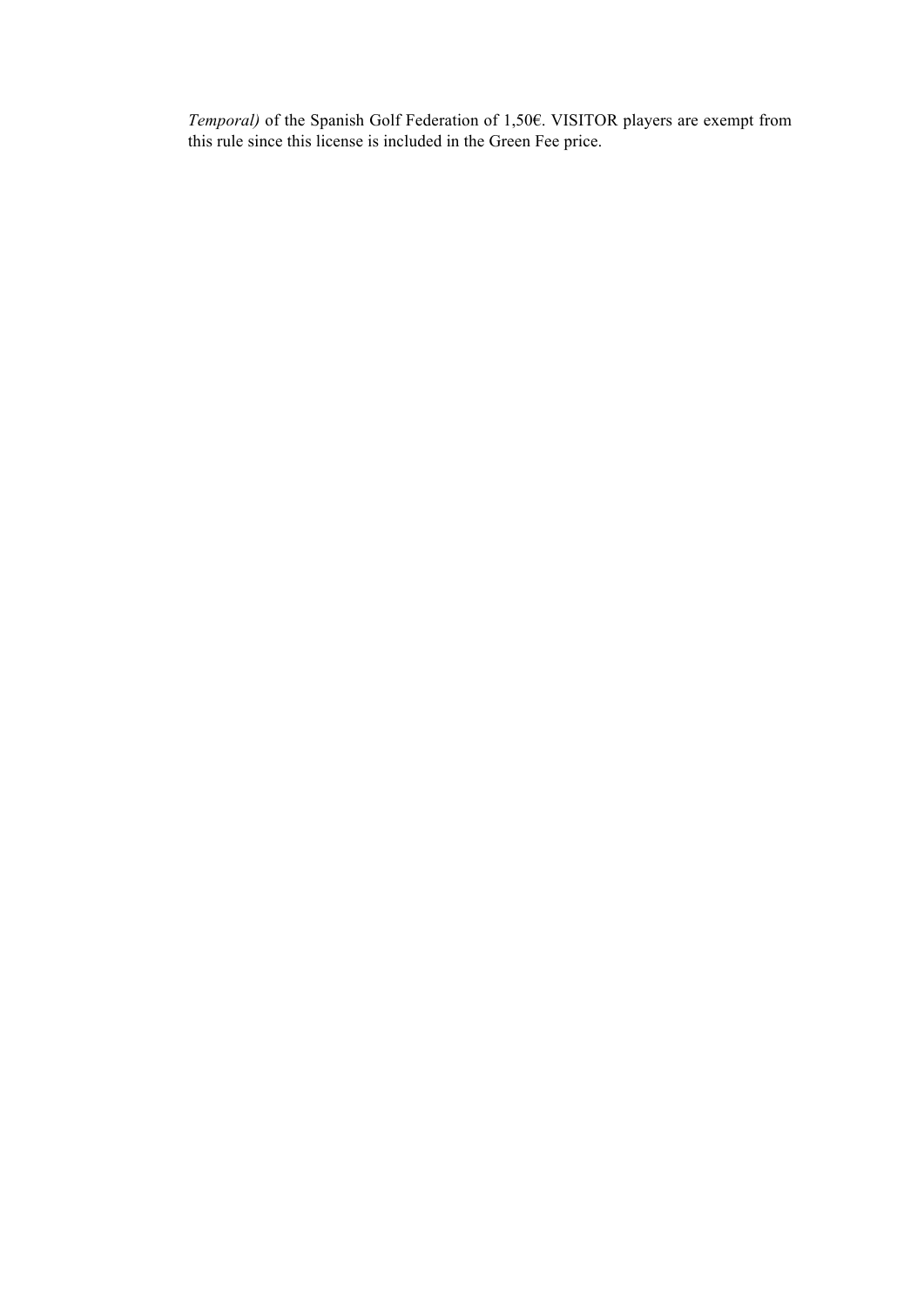*Temporal)* of the Spanish Golf Federation of 1,50€. VISITOR players are exempt from this rule since this license is included in the Green Fee price.